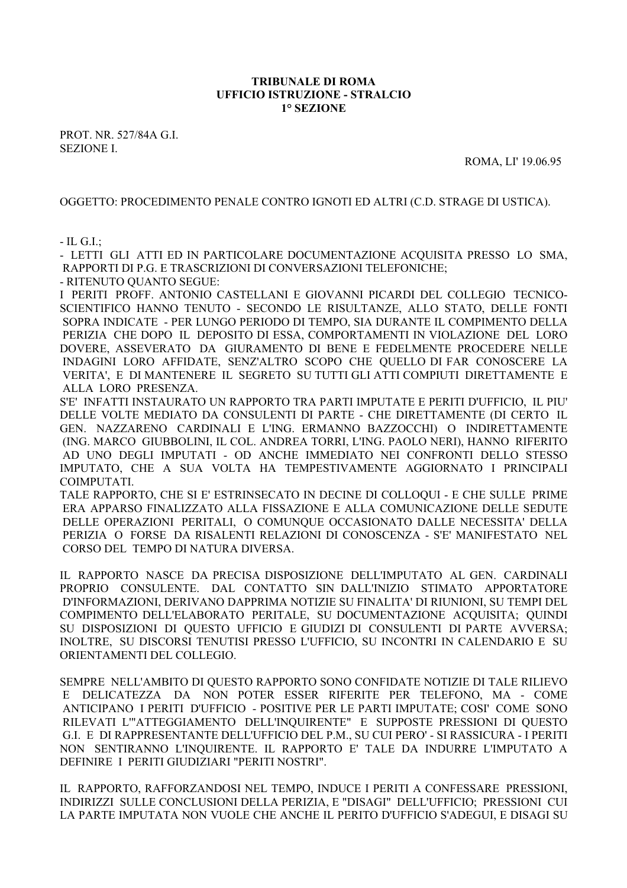**TRIBUNALE DI ROMA**
**UFFICIO ISTRUZIONE - STRALCIO**
**1° SEZIONE**

PROT. NR. 527/84A G.I.
SEZIONE I.

ROMA, LI' 19.06.95

OGGETTO: PROCEDIMENTO PENALE CONTRO IGNOTI ED ALTRI (C.D. STRAGE DI USTICA).

- IL G.I.;
- LETTI GLI ATTI ED IN PARTICOLARE DOCUMENTAZIONE ACQUISITA PRESSO LO SMA, RAPPORTI DI P.G. E TRASCRIZIONI DI CONVERSAZIONI TELEFONICHE;
- RITENUTO QUANTO SEGUE:

I PERITI PROFF. ANTONIO CASTELLANI E GIOVANNI PICARDI DEL COLLEGIO TECNICO-SCIENTIFICO HANNO TENUTO - SECONDO LE RISULTANZE, ALLO STATO, DELLE FONTI SOPRA INDICATE - PER LUNGO PERIODO DI TEMPO, SIA DURANTE IL COMPIMENTO DELLA PERIZIA CHE DOPO IL DEPOSITO DI ESSA, COMPORTAMENTI IN VIOLAZIONE DEL LORO DOVERE, ASSEVERATO DA GIURAMENTO DI BENE E FEDELMENTE PROCEDERE NELLE INDAGINI LORO AFFIDATE, SENZ'ALTRO SCOPO CHE QUELLO DI FAR CONOSCERE LA VERITA', E DI MANTENERE IL SEGRETO SU TUTTI GLI ATTI COMPIUTI DIRETTAMENTE E ALLA LORO PRESENZA.

S'E' INFATTI INSTAURATO UN RAPPORTO TRA PARTI IMPUTATE E PERITI D'UFFICIO, IL PIU' DELLE VOLTE MEDIATO DA CONSULENTI DI PARTE - CHE DIRETTAMENTE (DI CERTO IL GEN. NAZZARENO CARDINALI E L'ING. ERMANNO BAZZOCCHI) O INDIRETTAMENTE (ING. MARCO GIUBBOLINI, IL COL. ANDREA TORRI, L'ING. PAOLO NERI), HANNO RIFERITO AD UNO DEGLI IMPUTATI - OD ANCHE IMMEDIATO NEI CONFRONTI DELLO STESSO IMPUTATO, CHE A SUA VOLTA HA TEMPESTIVAMENTE AGGIORNATO I PRINCIPALI COIMPUTATI.

TALE RAPPORTO, CHE SI E' ESTRINSECATO IN DECINE DI COLLOQUI - E CHE SULLE PRIME ERA APPARSO FINALIZZATO ALLA FISSAZIONE E ALLA COMUNICAZIONE DELLE SEDUTE DELLE OPERAZIONI PERITALI, O COMUNQUE OCCASIONATO DALLE NECESSITA' DELLA PERIZIA O FORSE DA RISALENTI RELAZIONI DI CONOSCENZA - S'E' MANIFESTATO NEL CORSO DEL TEMPO DI NATURA DIVERSA.

IL RAPPORTO NASCE DA PRECISA DISPOSIZIONE DELL'IMPUTATO AL GEN. CARDINALI PROPRIO CONSULENTE. DAL CONTATTO SIN DALL'INIZIO STIMATO APPORTATORE D'INFORMAZIONI, DERIVANO DAPPRIMA NOTIZIE SU FINALITA' DI RIUNIONI, SU TEMPI DEL COMPIMENTO DELL'ELABORATO PERITALE, SU DOCUMENTAZIONE ACQUISITA; QUINDI SU DISPOSIZIONI DI QUESTO UFFICIO E GIUDIZI DI CONSULENTI DI PARTE AVVERSA; INOLTRE, SU DISCORSI TENUTISI PRESSO L'UFFICIO, SU INCONTRI IN CALENDARIO E SU ORIENTAMENTI DEL COLLEGIO.

SEMPRE NELL'AMBITO DI QUESTO RAPPORTO SONO CONFIDATE NOTIZIE DI TALE RILIEVO E DELICATEZZA DA NON POTER ESSER RIFERITE PER TELEFONO, MA - COME ANTICIPANO I PERITI D'UFFICIO - POSITIVE PER LE PARTI IMPUTATE; COSI' COME SONO RILEVATI L'"ATTEGGIAMENTO DELL'INQUIRENTE" E SUPPOSTE PRESSIONI DI QUESTO G.I. E DI RAPPRESENTANTE DELL'UFFICIO DEL P.M., SU CUI PERO' - SI RASSICURA - I PERITI NON SENTIRANNO L'INQUIRENTE. IL RAPPORTO E' TALE DA INDURRE L'IMPUTATO A DEFINIRE I PERITI GIUDIZIARI "PERITI NOSTRI".

IL RAPPORTO, RAFFORZANDOSI NEL TEMPO, INDUCE I PERITI A CONFESSARE PRESSIONI, INDIRIZZI SULLE CONCLUSIONI DELLA PERIZIA, E "DISAGI" DELL'UFFICIO; PRESSIONI CUI LA PARTE IMPUTATA NON VUOLE CHE ANCHE IL PERITO D'UFFICIO S'ADEGUI, E DISAGI SU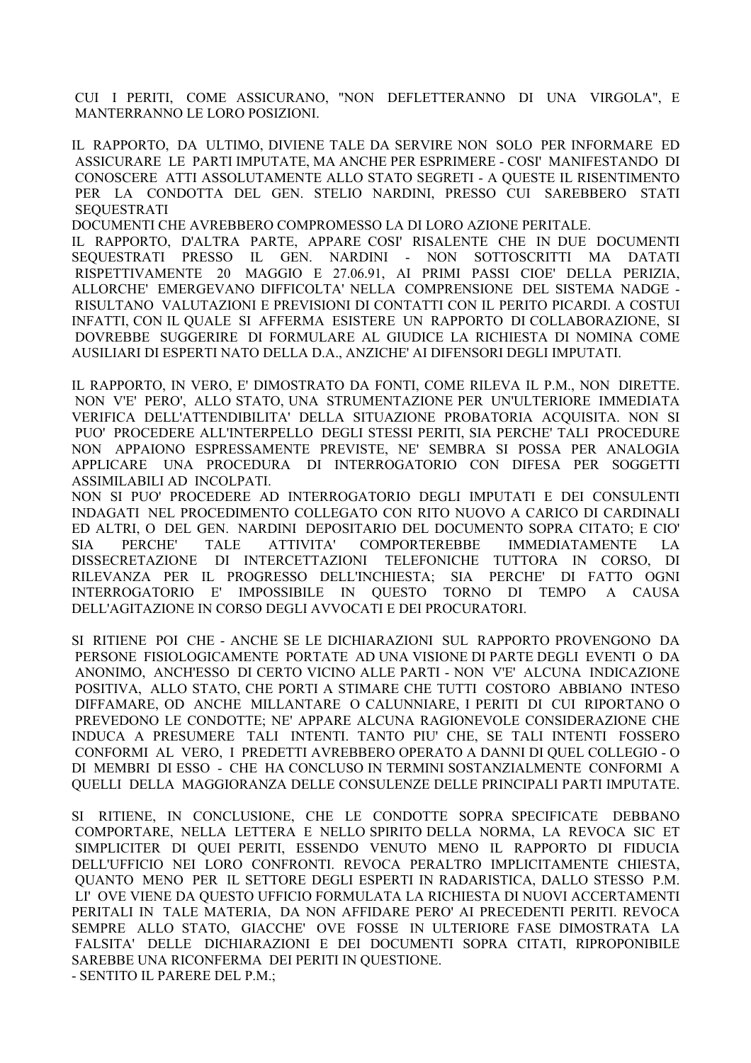CUI I PERITI, COME ASSICURANO, "NON DEFLETTERANNO DI UNA VIRGOLA", E MANTERRANNO LE LORO POSIZIONI.

IL RAPPORTO, DA ULTIMO, DIVIENE TALE DA SERVIRE NON SOLO PER INFORMARE ED ASSICURARE LE PARTI IMPUTATE, MA ANCHE PER ESPRIMERE - COSI' MANIFESTANDO DI CONOSCERE ATTI ASSOLUTAMENTE ALLO STATO SEGRETI - A QUESTE IL RISENTIMENTO PER LA CONDOTTA DEL GEN. STELIO NARDINI, PRESSO CUI SAREBBERO STATI SEQUESTRATI
DOCUMENTI CHE AVREBBERO COMPROMESSO LA DI LORO AZIONE PERITALE.
IL RAPPORTO, D'ALTRA PARTE, APPARE COSI' RISALENTE CHE IN DUE DOCUMENTI SEQUESTRATI PRESSO IL GEN. NARDINI - NON SOTTOSCRITTI MA DATATI RISPETTIVAMENTE 20 MAGGIO E 27.06.91, AI PRIMI PASSI CIOE' DELLA PERIZIA, ALLORCHE' EMERGEVANO DIFFICOLTA' NELLA COMPRENSIONE DEL SISTEMA NADGE - RISULTANO VALUTAZIONI E PREVISIONI DI CONTATTI CON IL PERITO PICARDI. A COSTUI INFATTI, CON IL QUALE SI AFFERMA ESISTERE UN RAPPORTO DI COLLABORAZIONE, SI DOVREBBE SUGGERIRE DI FORMULARE AL GIUDICE LA RICHIESTA DI NOMINA COME AUSILIARI DI ESPERTI NATO DELLA D.A., ANZICHE' AI DIFENSORI DEGLI IMPUTATI.

IL RAPPORTO, IN VERO, E' DIMOSTRATO DA FONTI, COME RILEVA IL P.M., NON DIRETTE. NON V'E' PERO', ALLO STATO, UNA STRUMENTAZIONE PER UN'ULTERIORE IMMEDIATA VERIFICA DELL'ATTENDIBILITA' DELLA SITUAZIONE PROBATORIA ACQUISITA. NON SI PUO' PROCEDERE ALL'INTERPELLO DEGLI STESSI PERITI, SIA PERCHE' TALI PROCEDURE NON APPAIONO ESPRESSAMENTE PREVISTE, NE' SEMBRA SI POSSA PER ANALOGIA APPLICARE UNA PROCEDURA DI INTERROGATORIO CON DIFESA PER SOGGETTI ASSIMILABILI AD INCOLPATI.
NON SI PUO' PROCEDERE AD INTERROGATORIO DEGLI IMPUTATI E DEI CONSULENTI INDAGATI NEL PROCEDIMENTO COLLEGATO CON RITO NUOVO A CARICO DI CARDINALI ED ALTRI, O DEL GEN. NARDINI DEPOSITARIO DEL DOCUMENTO SOPRA CITATO; E CIO' SIA PERCHE' TALE ATTIVITA' COMPORTEREBBE IMMEDIATAMENTE LA DISSECRETAZIONE DI INTERCETTAZIONI TELEFONICHE TUTTORA IN CORSO, DI RILEVANZA PER IL PROGRESSO DELL'INCHIESTA; SIA PERCHE' DI FATTO OGNI INTERROGATORIO E' IMPOSSIBILE IN QUESTO TORNO DI TEMPO A CAUSA DELL'AGITAZIONE IN CORSO DEGLI AVVOCATI E DEI PROCURATORI.

SI RITIENE POI CHE - ANCHE SE LE DICHIARAZIONI SUL RAPPORTO PROVENGONO DA PERSONE FISIOLOGICAMENTE PORTATE AD UNA VISIONE DI PARTE DEGLI EVENTI O DA ANONIMO, ANCH'ESSO DI CERTO VICINO ALLE PARTI - NON V'E' ALCUNA INDICAZIONE POSITIVA, ALLO STATO, CHE PORTI A STIMARE CHE TUTTI COSTORO ABBIANO INTESO DIFFAMARE, OD ANCHE MILLANTARE O CALUNNIARE, I PERITI DI CUI RIPORTANO O PREVEDONO LE CONDOTTE; NE' APPARE ALCUNA RAGIONEVOLE CONSIDERAZIONE CHE INDUCA A PRESUMERE TALI INTENTI. TANTO PIU' CHE, SE TALI INTENTI FOSSERO CONFORMI AL VERO, I PREDETTI AVREBBERO OPERATO A DANNI DI QUEL COLLEGIO - O DI MEMBRI DI ESSO - CHE HA CONCLUSO IN TERMINI SOSTANZIALMENTE CONFORMI A QUELLI DELLA MAGGIORANZA DELLE CONSULENZE DELLE PRINCIPALI PARTI IMPUTATE.

SI RITIENE, IN CONCLUSIONE, CHE LE CONDOTTE SOPRA SPECIFICATE DEBBANO COMPORTARE, NELLA LETTERA E NELLO SPIRITO DELLA NORMA, LA REVOCA SIC ET SIMPLICITER DI QUEI PERITI, ESSENDO VENUTO MENO IL RAPPORTO DI FIDUCIA DELL'UFFICIO NEI LORO CONFRONTI. REVOCA PERALTRO IMPLICITAMENTE CHIESTA, QUANTO MENO PER IL SETTORE DEGLI ESPERTI IN RADARISTICA, DALLO STESSO P.M. LI' OVE VIENE DA QUESTO UFFICIO FORMULATA LA RICHIESTA DI NUOVI ACCERTAMENTI PERITALI IN TALE MATERIA, DA NON AFFIDARE PERO' AI PRECEDENTI PERITI. REVOCA SEMPRE ALLO STATO, GIACCHE' OVE FOSSE IN ULTERIORE FASE DIMOSTRATA LA FALSITA' DELLE DICHIARAZIONI E DEI DOCUMENTI SOPRA CITATI, RIPROPONIBILE SAREBBE UNA RICONFERMA DEI PERITI IN QUESTIONE.
- SENTITO IL PARERE DEL P.M.;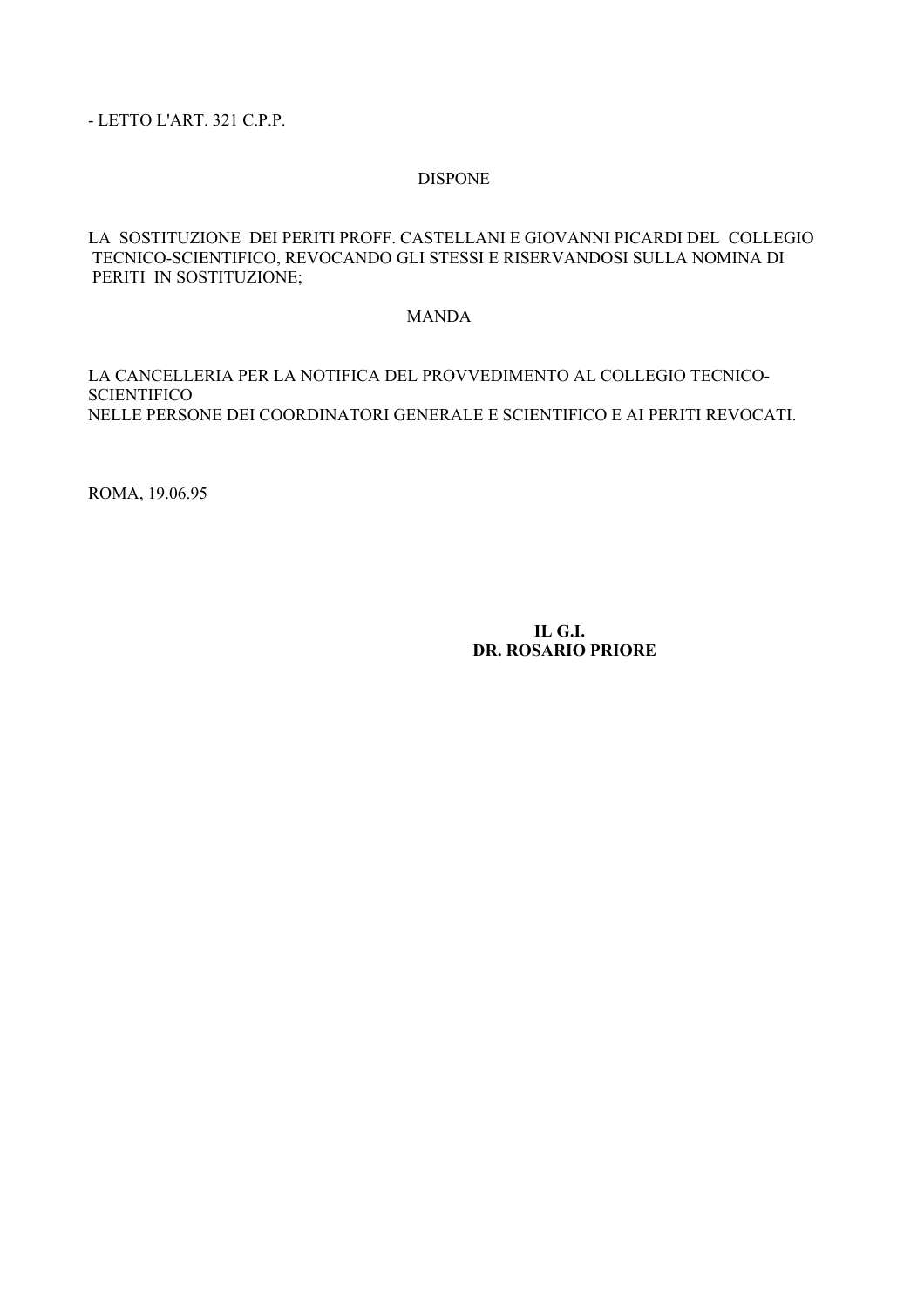- LETTO L'ART. 321 C.P.P.

DISPONE

LA SOSTITUZIONE DEI PERITI PROFF. CASTELLANI E GIOVANNI PICARDI DEL COLLEGIO TECNICO-SCIENTIFICO, REVOCANDO GLI STESSI E RISERVANDOSI SULLA NOMINA DI PERITI IN SOSTITUZIONE;

MANDA

LA CANCELLERIA PER LA NOTIFICA DEL PROVVEDIMENTO AL COLLEGIO TECNICO-SCIENTIFICO
NELLE PERSONE DEI COORDINATORI GENERALE E SCIENTIFICO E AI PERITI REVOCATI.

ROMA, 19.06.95

**IL G.I.**
**DR. ROSARIO PRIORE**